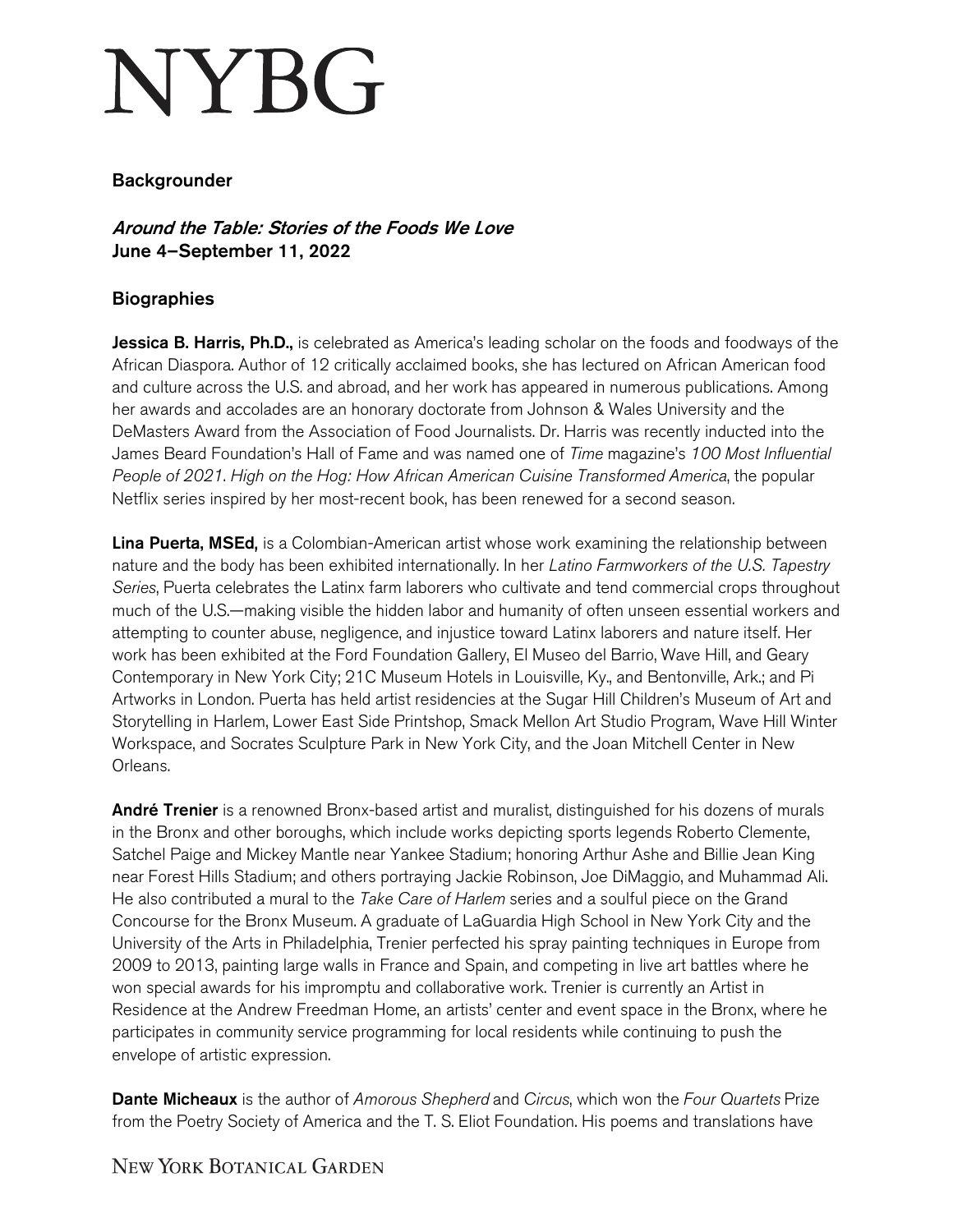# NYBG

## Backgrounder

***Around the Table: Stories of the Foods We Love***
**June 4–September 11, 2022**

## Biographies

**Jessica B. Harris, Ph.D.,** is celebrated as America's leading scholar on the foods and foodways of the African Diaspora. Author of 12 critically acclaimed books, she has lectured on African American food and culture across the U.S. and abroad, and her work has appeared in numerous publications. Among her awards and accolades are an honorary doctorate from Johnson & Wales University and the DeMasters Award from the Association of Food Journalists. Dr. Harris was recently inducted into the James Beard Foundation's Hall of Fame and was named one of *Time* magazine's *100 Most Influential People of 2021*. *High on the Hog: How African American Cuisine Transformed America*, the popular Netflix series inspired by her most-recent book, has been renewed for a second season.

**Lina Puerta, MSEd,** is a Colombian-American artist whose work examining the relationship between nature and the body has been exhibited internationally. In her *Latino Farmworkers of the U.S. Tapestry Series*, Puerta celebrates the Latinx farm laborers who cultivate and tend commercial crops throughout much of the U.S.—making visible the hidden labor and humanity of often unseen essential workers and attempting to counter abuse, negligence, and injustice toward Latinx laborers and nature itself. Her work has been exhibited at the Ford Foundation Gallery, El Museo del Barrio, Wave Hill, and Geary Contemporary in New York City; 21C Museum Hotels in Louisville, Ky., and Bentonville, Ark.; and Pi Artworks in London. Puerta has held artist residencies at the Sugar Hill Children's Museum of Art and Storytelling in Harlem, Lower East Side Printshop, Smack Mellon Art Studio Program, Wave Hill Winter Workspace, and Socrates Sculpture Park in New York City, and the Joan Mitchell Center in New Orleans.

**André Trenier** is a renowned Bronx-based artist and muralist, distinguished for his dozens of murals in the Bronx and other boroughs, which include works depicting sports legends Roberto Clemente, Satchel Paige and Mickey Mantle near Yankee Stadium; honoring Arthur Ashe and Billie Jean King near Forest Hills Stadium; and others portraying Jackie Robinson, Joe DiMaggio, and Muhammad Ali. He also contributed a mural to the *Take Care of Harlem* series and a soulful piece on the Grand Concourse for the Bronx Museum. A graduate of LaGuardia High School in New York City and the University of the Arts in Philadelphia, Trenier perfected his spray painting techniques in Europe from 2009 to 2013, painting large walls in France and Spain, and competing in live art battles where he won special awards for his impromptu and collaborative work. Trenier is currently an Artist in Residence at the Andrew Freedman Home, an artists' center and event space in the Bronx, where he participates in community service programming for local residents while continuing to push the envelope of artistic expression.

**Dante Micheaux** is the author of *Amorous Shepherd* and *Circus*, which won the *Four Quartets* Prize from the Poetry Society of America and the T. S. Eliot Foundation. His poems and translations have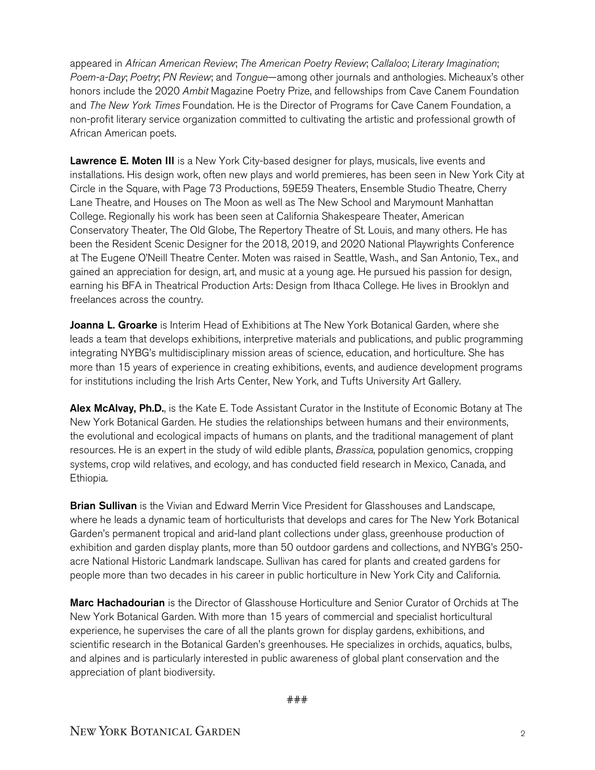appeared in *African American Review*; *The American Poetry Review*; *Callaloo*; *Literary Imagination*; *Poem-a-Day*; *Poetry*; *PN Review*; and *Tongue*—among other journals and anthologies. Micheaux's other honors include the 2020 *Ambit* Magazine Poetry Prize, and fellowships from Cave Canem Foundation and *The New York Times* Foundation. He is the Director of Programs for Cave Canem Foundation, a non-profit literary service organization committed to cultivating the artistic and professional growth of African American poets.

**Lawrence E. Moten III** is a New York City-based designer for plays, musicals, live events and installations. His design work, often new plays and world premieres, has been seen in New York City at Circle in the Square, with Page 73 Productions, 59E59 Theaters, Ensemble Studio Theatre, Cherry Lane Theatre, and Houses on The Moon as well as The New School and Marymount Manhattan College. Regionally his work has been seen at California Shakespeare Theater, American Conservatory Theater, The Old Globe, The Repertory Theatre of St. Louis, and many others. He has been the Resident Scenic Designer for the 2018, 2019, and 2020 National Playwrights Conference at The Eugene O'Neill Theatre Center. Moten was raised in Seattle, Wash., and San Antonio, Tex., and gained an appreciation for design, art, and music at a young age. He pursued his passion for design, earning his BFA in Theatrical Production Arts: Design from Ithaca College. He lives in Brooklyn and freelances across the country.

**Joanna L. Groarke** is Interim Head of Exhibitions at The New York Botanical Garden, where she leads a team that develops exhibitions, interpretive materials and publications, and public programming integrating NYBG's multidisciplinary mission areas of science, education, and horticulture. She has more than 15 years of experience in creating exhibitions, events, and audience development programs for institutions including the Irish Arts Center, New York, and Tufts University Art Gallery.

**Alex McAlvay, Ph.D.**, is the Kate E. Tode Assistant Curator in the Institute of Economic Botany at The New York Botanical Garden. He studies the relationships between humans and their environments, the evolutional and ecological impacts of humans on plants, and the traditional management of plant resources. He is an expert in the study of wild edible plants, *Brassica*, population genomics, cropping systems, crop wild relatives, and ecology, and has conducted field research in Mexico, Canada, and Ethiopia.

**Brian Sullivan** is the Vivian and Edward Merrin Vice President for Glasshouses and Landscape, where he leads a dynamic team of horticulturists that develops and cares for The New York Botanical Garden's permanent tropical and arid-land plant collections under glass, greenhouse production of exhibition and garden display plants, more than 50 outdoor gardens and collections, and NYBG's 250-acre National Historic Landmark landscape. Sullivan has cared for plants and created gardens for people more than two decades in his career in public horticulture in New York City and California.

**Marc Hachadourian** is the Director of Glasshouse Horticulture and Senior Curator of Orchids at The New York Botanical Garden. With more than 15 years of commercial and specialist horticultural experience, he supervises the care of all the plants grown for display gardens, exhibitions, and scientific research in the Botanical Garden's greenhouses. He specializes in orchids, aquatics, bulbs, and alpines and is particularly interested in public awareness of global plant conservation and the appreciation of plant biodiversity.

###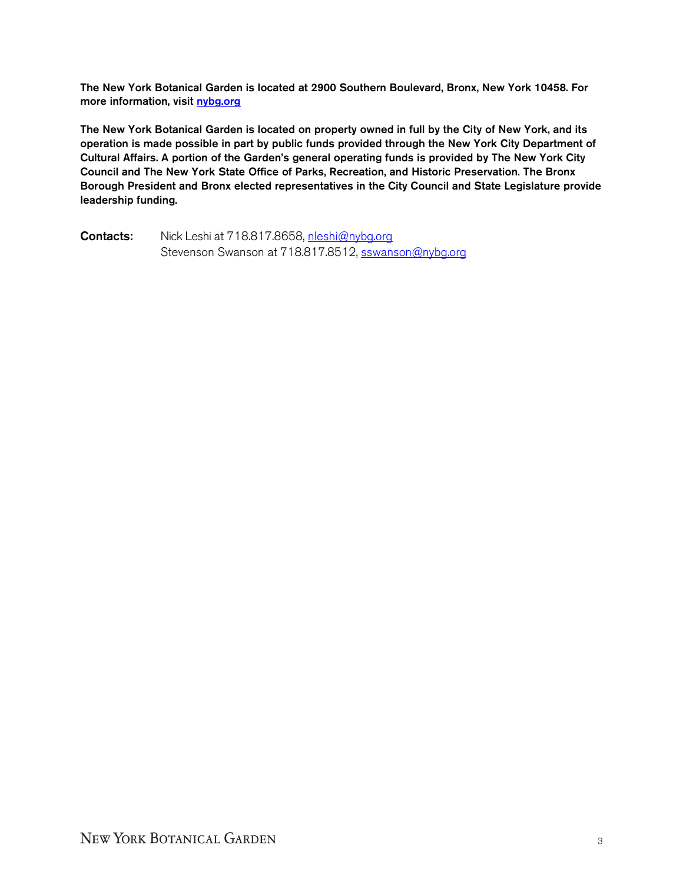**The New York Botanical Garden is located at 2900 Southern Boulevard, Bronx, New York 10458. For more information, visit [nybg.org](https://nybg.org)**

**The New York Botanical Garden is located on property owned in full by the City of New York, and its operation is made possible in part by public funds provided through the New York City Department of Cultural Affairs. A portion of the Garden's general operating funds is provided by The New York City Council and The New York State Office of Parks, Recreation, and Historic Preservation. The Bronx Borough President and Bronx elected representatives in the City Council and State Legislature provide leadership funding.**

**Contacts:** Nick Leshi at 718.817.8658, nleshi@nybg.org
Stevenson Swanson at 718.817.8512, sswanson@nybg.org